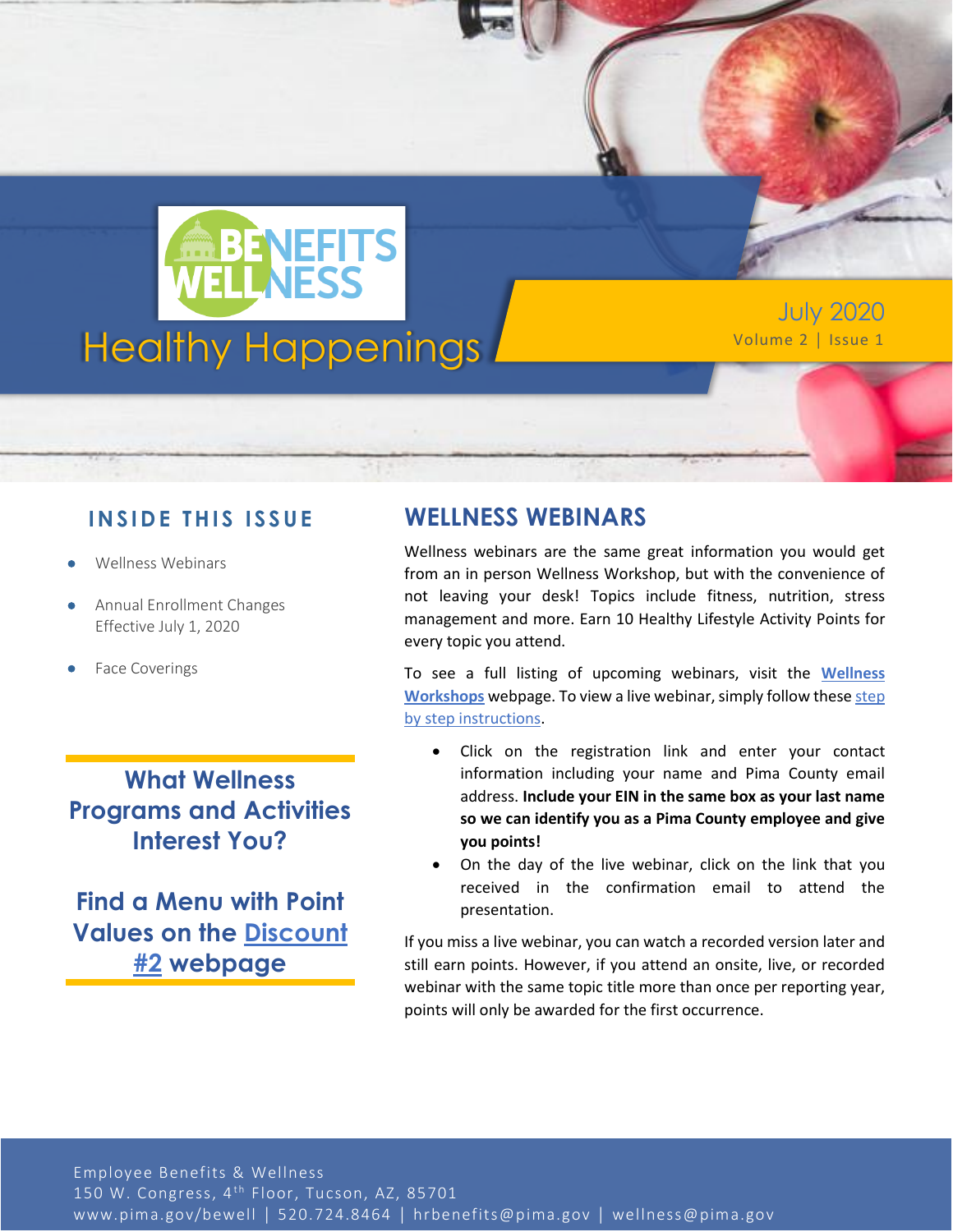# Healthy Happenings

BENEFITS WELLNESS

July 2020
Volume 2 | Issue 1

## INSIDE THIS ISSUE

- Wellness Webinars
- Annual Enrollment Changes Effective July 1, 2020
- Face Coverings

### What Wellness Programs and Activities Interest You?

### Find a Menu with Point Values on the Discount #2 webpage

## WELLNESS WEBINARS

Wellness webinars are the same great information you would get from an in person Wellness Workshop, but with the convenience of not leaving your desk! Topics include fitness, nutrition, stress management and more. Earn 10 Healthy Lifestyle Activity Points for every topic you attend.

To see a full listing of upcoming webinars, visit the **Wellness Workshops** webpage. To view a live webinar, simply follow these step by step instructions.

- Click on the registration link and enter your contact information including your name and Pima County email address. **Include your EIN in the same box as your last name so we can identify you as a Pima County employee and give you points!**
- On the day of the live webinar, click on the link that you received in the confirmation email to attend the presentation.

If you miss a live webinar, you can watch a recorded version later and still earn points. However, if you attend an onsite, live, or recorded webinar with the same topic title more than once per reporting year, points will only be awarded for the first occurrence.

Employee Benefits & Wellness
150 W. Congress, 4th Floor, Tucson, AZ, 85701
www.pima.gov/bewell | 520.724.8464 | hrbenefits@pima.gov | wellness@pima.gov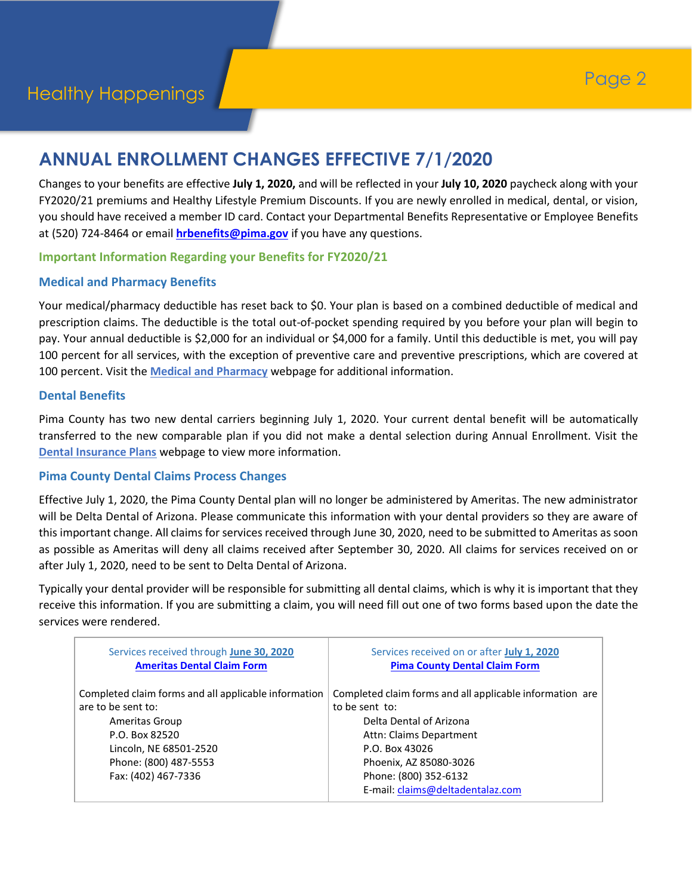## ANNUAL ENROLLMENT CHANGES EFFECTIVE 7/1/2020

Changes to your benefits are effective **July 1, 2020,** and will be reflected in your **July 10, 2020** paycheck along with your FY2020/21 premiums and Healthy Lifestyle Premium Discounts. If you are newly enrolled in medical, dental, or vision, you should have received a member ID card. Contact your Departmental Benefits Representative or Employee Benefits at (520) 724-8464 or email **hrbenefits@pima.gov** if you have any questions.

### Important Information Regarding your Benefits for FY2020/21

### Medical and Pharmacy Benefits

Your medical/pharmacy deductible has reset back to $0. Your plan is based on a combined deductible of medical and prescription claims. The deductible is the total out-of-pocket spending required by you before your plan will begin to pay. Your annual deductible is $2,000 for an individual or $4,000 for a family. Until this deductible is met, you will pay 100 percent for all services, with the exception of preventive care and preventive prescriptions, which are covered at 100 percent. Visit the **Medical and Pharmacy** webpage for additional information.

### Dental Benefits

Pima County has two new dental carriers beginning July 1, 2020. Your current dental benefit will be automatically transferred to the new comparable plan if you did not make a dental selection during Annual Enrollment. Visit the **Dental Insurance Plans** webpage to view more information.

### Pima County Dental Claims Process Changes

Effective July 1, 2020, the Pima County Dental plan will no longer be administered by Ameritas. The new administrator will be Delta Dental of Arizona. Please communicate this information with your dental providers so they are aware of this important change. All claims for services received through June 30, 2020, need to be submitted to Ameritas as soon as possible as Ameritas will deny all claims received after September 30, 2020. All claims for services received on or after July 1, 2020, need to be sent to Delta Dental of Arizona.

Typically your dental provider will be responsible for submitting all dental claims, which is why it is important that they receive this information. If you are submitting a claim, you will need fill out one of two forms based upon the date the services were rendered.

| Services received through **June 30, 2020**<br>**Ameritas Dental Claim Form** | Services received on or after **July 1, 2020**<br>**Pima County Dental Claim Form** |
|---|---|
| Completed claim forms and all applicable information are to be sent to:<br>Ameritas Group<br>P.O. Box 82520<br>Lincoln, NE 68501-2520<br>Phone: (800) 487-5553<br>Fax: (402) 467-7336 | Completed claim forms and all applicable information are to be sent to:<br>Delta Dental of Arizona<br>Attn: Claims Department<br>P.O. Box 43026<br>Phoenix, AZ 85080-3026<br>Phone: (800) 352-6132<br>E-mail: claims@deltadentalaz.com |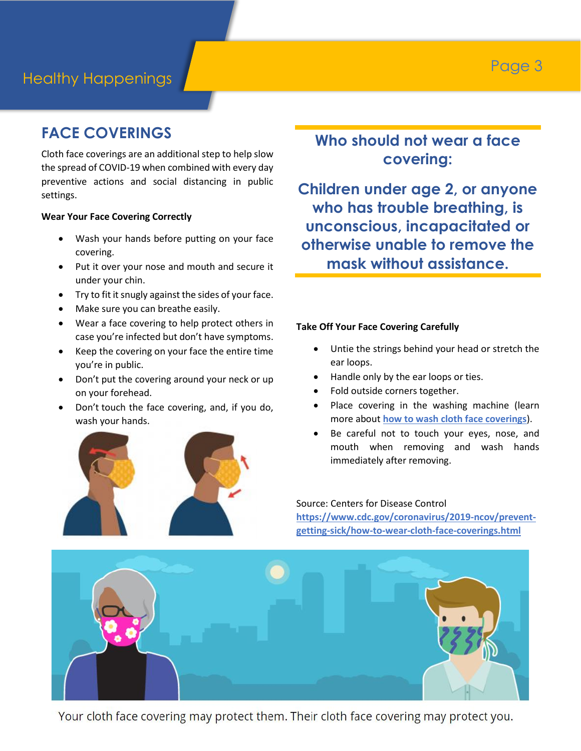## FACE COVERINGS

Cloth face coverings are an additional step to help slow the spread of COVID-19 when combined with every day preventive actions and social distancing in public settings.

**Wear Your Face Covering Correctly**

- Wash your hands before putting on your face covering.
- Put it over your nose and mouth and secure it under your chin.
- Try to fit it snugly against the sides of your face.
- Make sure you can breathe easily.
- Wear a face covering to help protect others in case you're infected but don't have symptoms.
- Keep the covering on your face the entire time you're in public.
- Don't put the covering around your neck or up on your forehead.
- Don't touch the face covering, and, if you do, wash your hands.

### Who should not wear a face covering:

### Children under age 2, or anyone who has trouble breathing, is unconscious, incapacitated or otherwise unable to remove the mask without assistance.

**Take Off Your Face Covering Carefully**

- Untie the strings behind your head or stretch the ear loops.
- Handle only by the ear loops or ties.
- Fold outside corners together.
- Place covering in the washing machine (learn more about how to wash cloth face coverings).
- Be careful not to touch your eyes, nose, and mouth when removing and wash hands immediately after removing.

Source: Centers for Disease Control
https://www.cdc.gov/coronavirus/2019-ncov/prevent-getting-sick/how-to-wear-cloth-face-coverings.html

Your cloth face covering may protect them. Their cloth face covering may protect you.